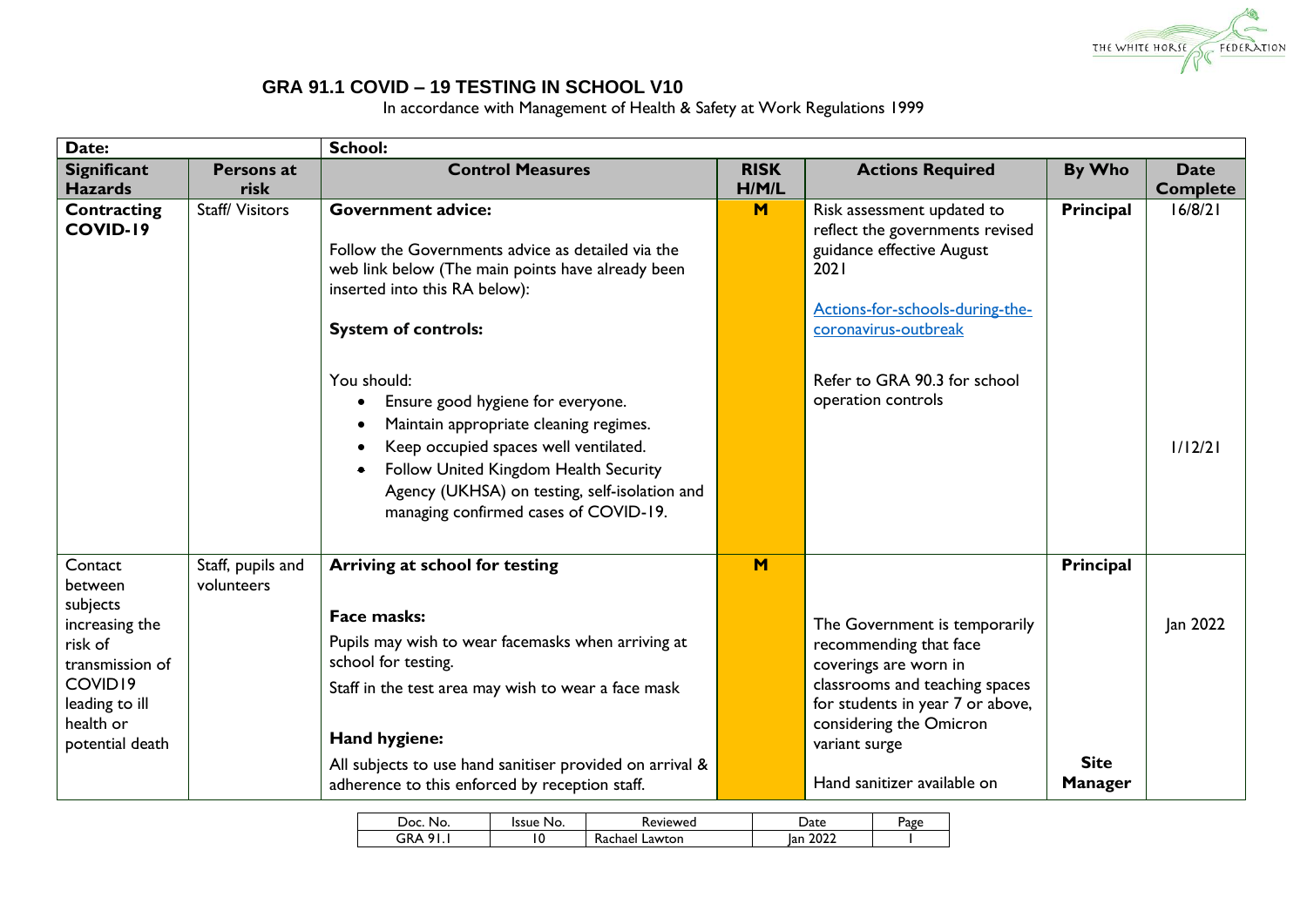# GRA 91.1 COVID – 19 TESTING IN SCHOOL V10

In accordance with Management of Health & Safety at Work Regulations 1999

| **Date:** | | **School:** | | | | |
|---|---|---|---|---|---|---|
| **Significant Hazards** | **Persons at risk** | **Control Measures** | **RISK H/M/L** | **Actions Required** | **By Who** | **Date Complete** |
| **Contracting COVID-19** | Staff/ Visitors | **Government advice:**<br><br>Follow the Governments advice as detailed via the web link below (The main points have already been inserted into this RA below):<br><br>**System of controls:**<br><br>You should:<br>• Ensure good hygiene for everyone.<br>• Maintain appropriate cleaning regimes.<br>• Keep occupied spaces well ventilated.<br>• Follow United Kingdom Health Security Agency (UKHSA) on testing, self-isolation and managing confirmed cases of COVID-19. | **M** | Risk assessment updated to reflect the governments revised guidance effective August 2021<br><br>Actions-for-schools-during-the-coronavirus-outbreak<br><br>Refer to GRA 90.3 for school operation controls | **Principal** | 16/8/21<br><br>1/12/21 |
| Contact between subjects increasing the risk of transmission of COVID19 leading to ill health or potential death | Staff, pupils and volunteers | **Arriving at school for testing**<br><br>**Face masks:**<br>Pupils may wish to wear facemasks when arriving at school for testing.<br>Staff in the test area may wish to wear a face mask<br><br>**Hand hygiene:**<br>All subjects to use hand sanitiser provided on arrival & adherence to this enforced by reception staff. | **M** | The Government is temporarily recommending that face coverings are worn in classrooms and teaching spaces for students in year 7 or above, considering the Omicron variant surge<br><br>Hand sanitizer available on | **Principal**<br><br>**Site Manager** | Jan 2022 |

| Doc. No. | Issue No. | Reviewed | Date | Page |
|---|---|---|---|---|
| GRA 91.1 | 10 | Rachael Lawton | Jan 2022 | 1 |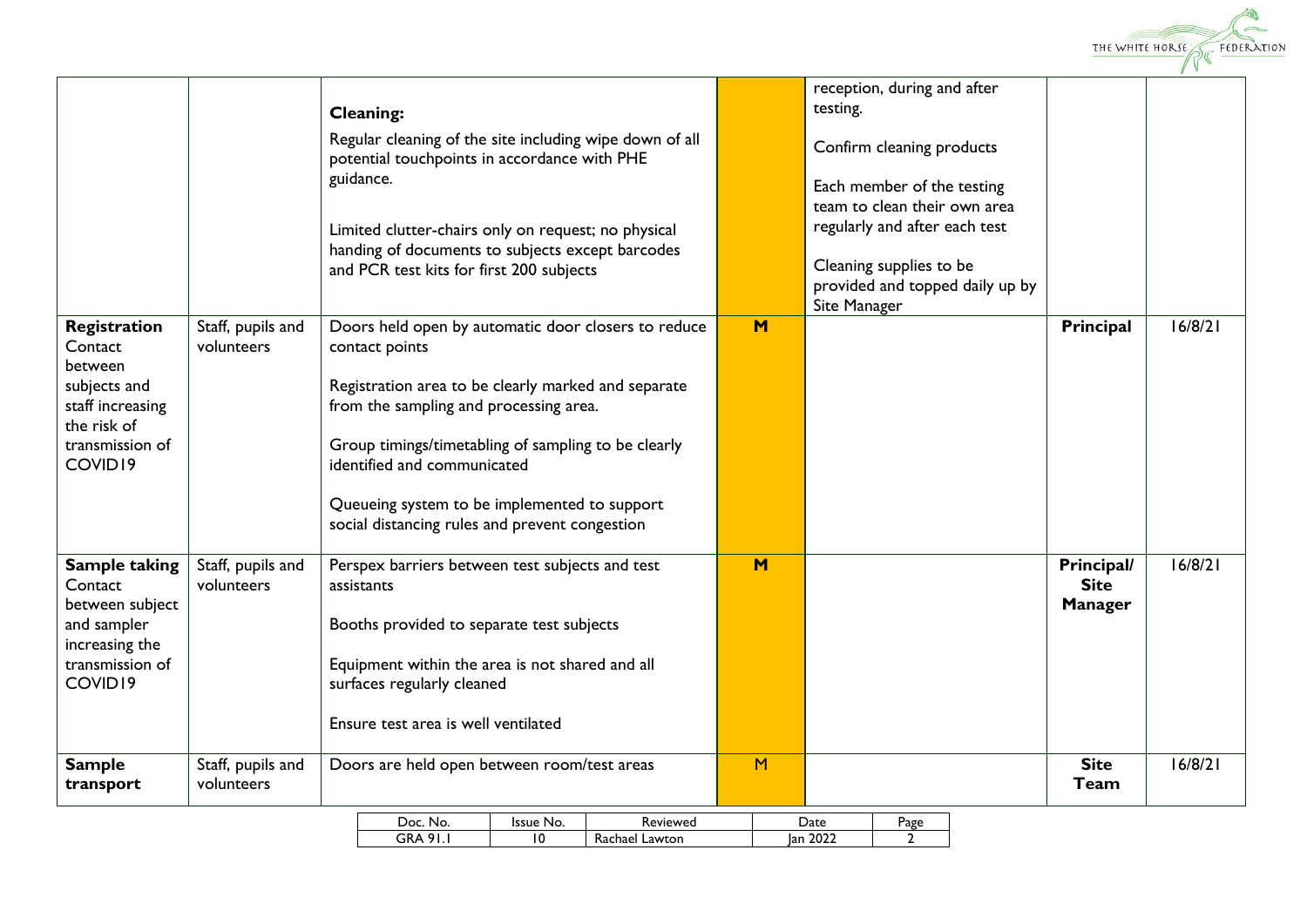| | | **Cleaning:**<br><br>Regular cleaning of the site including wipe down of all potential touchpoints in accordance with PHE guidance.<br><br>Limited clutter-chairs only on request; no physical handing of documents to subjects except barcodes and PCR test kits for first 200 subjects | | reception, during and after testing.<br><br>Confirm cleaning products<br><br>Each member of the testing team to clean their own area regularly and after each test<br><br>Cleaning supplies to be provided and topped daily up by Site Manager | | |
|---|---|---|---|---|---|---|
| **Registration** Contact between subjects and staff increasing the risk of transmission of COVID19 | Staff, pupils and volunteers | Doors held open by automatic door closers to reduce contact points<br><br>Registration area to be clearly marked and separate from the sampling and processing area.<br><br>Group timings/timetabling of sampling to be clearly identified and communicated<br><br>Queueing system to be implemented to support social distancing rules and prevent congestion | **M** | | **Principal** | 16/8/21 |
| **Sample taking** Contact between subject and sampler increasing the transmission of COVID19 | Staff, pupils and volunteers | Perspex barriers between test subjects and test assistants<br><br>Booths provided to separate test subjects<br><br>Equipment within the area is not shared and all surfaces regularly cleaned<br><br>Ensure test area is well ventilated | **M** | | **Principal/ Site Manager** | 16/8/21 |
| **Sample transport** | Staff, pupils and volunteers | Doors are held open between room/test areas | M | | **Site Team** | 16/8/21 |

| Doc. No. | Issue No. | Reviewed | Date | Page |
|---|---|---|---|---|
| GRA 91.1 | 10 | Rachael Lawton | Jan 2022 | 2 |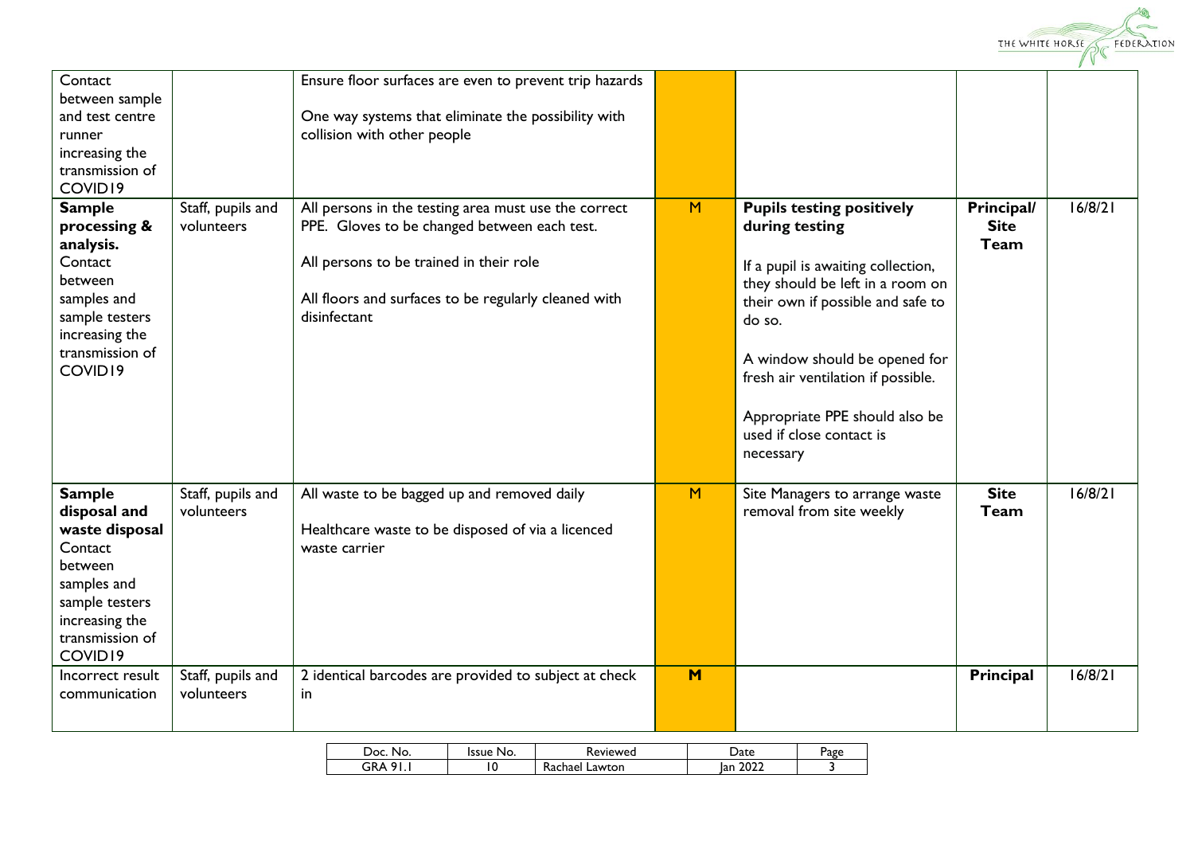| | | | | | | |
|---|---|---|---|---|---|---|
| Contact between sample and test centre runner increasing the transmission of COVID19 | | Ensure floor surfaces are even to prevent trip hazards<br><br>One way systems that eliminate the possibility with collision with other people | | | | |
| **Sample processing & analysis.** Contact between samples and sample testers increasing the transmission of COVID19 | Staff, pupils and volunteers | All persons in the testing area must use the correct PPE. Gloves to be changed between each test.<br><br>All persons to be trained in their role<br><br>All floors and surfaces to be regularly cleaned with disinfectant | M | **Pupils testing positively during testing**<br><br>If a pupil is awaiting collection, they should be left in a room on their own if possible and safe to do so.<br><br>A window should be opened for fresh air ventilation if possible.<br><br>Appropriate PPE should also be used if close contact is necessary | **Principal/ Site Team** | 16/8/21 |
| **Sample disposal and waste disposal** Contact between samples and sample testers increasing the transmission of COVID19 | Staff, pupils and volunteers | All waste to be bagged up and removed daily<br><br>Healthcare waste to be disposed of via a licenced waste carrier | M | Site Managers to arrange waste removal from site weekly | **Site Team** | 16/8/21 |
| Incorrect result communication | Staff, pupils and volunteers | 2 identical barcodes are provided to subject at check in | **M** | | **Principal** | 16/8/21 |

| Doc. No. | Issue No. | Reviewed | Date | Page |
|---|---|---|---|---|
| GRA 91.1 | 10 | Rachael Lawton | Jan 2022 | 3 |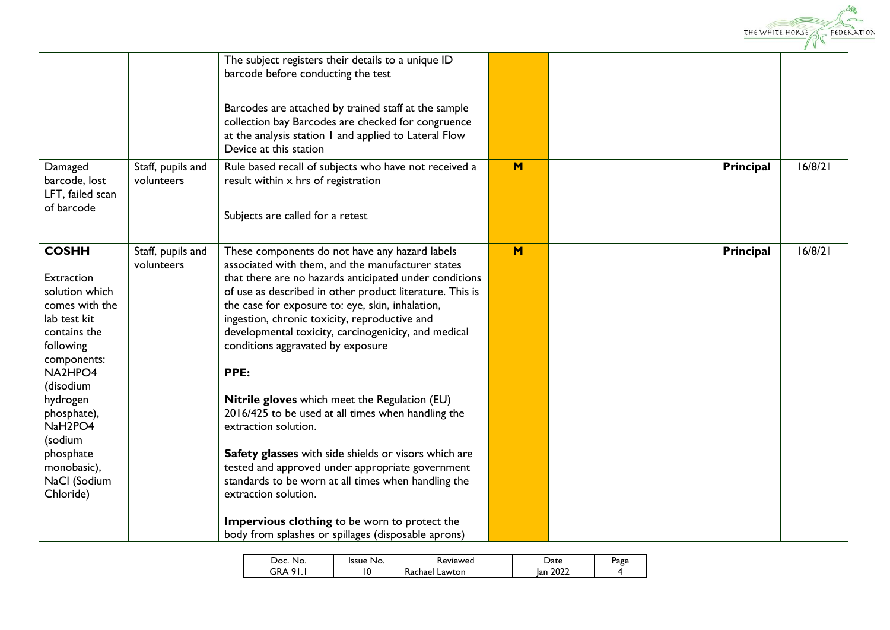| | | | | | | |
|---|---|---|---|---|---|---|
| | | The subject registers their details to a unique ID barcode before conducting the test<br><br>Barcodes are attached by trained staff at the sample collection bay Barcodes are checked for congruence at the analysis station 1 and applied to Lateral Flow Device at this station | | | | |
| Damaged barcode, lost LFT, failed scan of barcode | Staff, pupils and volunteers | Rule based recall of subjects who have not received a result within x hrs of registration<br><br>Subjects are called for a retest | **M** | | **Principal** | 16/8/21 |
| **COSHH**<br><br>Extraction solution which comes with the lab test kit contains the following components: NA2HPO4 (disodium hydrogen phosphate), NaH2PO4 (sodium phosphate monobasic), NaCl (Sodium Chloride) | Staff, pupils and volunteers | These components do not have any hazard labels associated with them, and the manufacturer states that there are no hazards anticipated under conditions of use as described in other product literature. This is the case for exposure to: eye, skin, inhalation, ingestion, chronic toxicity, reproductive and developmental toxicity, carcinogenicity, and medical conditions aggravated by exposure<br><br>**PPE:**<br><br>**Nitrile gloves** which meet the Regulation (EU) 2016/425 to be used at all times when handling the extraction solution.<br><br>**Safety glasses** with side shields or visors which are tested and approved under appropriate government standards to be worn at all times when handling the extraction solution.<br><br>**Impervious clothing** to be worn to protect the body from splashes or spillages (disposable aprons) | **M** | | **Principal** | 16/8/21 |

| Doc. No. | Issue No. | Reviewed | Date | Page |
|---|---|---|---|---|
| GRA 91.1 | 10 | Rachael Lawton | Jan 2022 | 4 |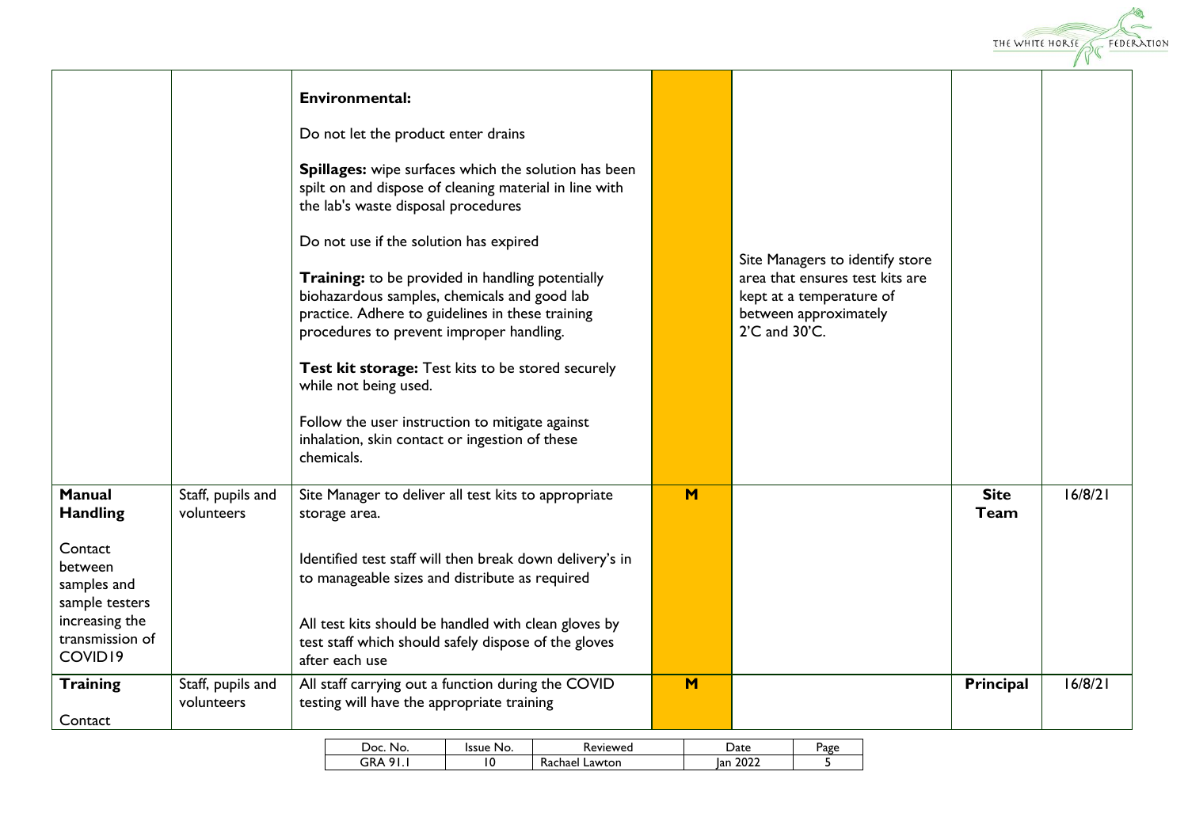| | | | | | | |
|---|---|---|---|---|---|---|
| | | **Environmental:**<br><br>Do not let the product enter drains<br><br>**Spillages:** wipe surfaces which the solution has been spilt on and dispose of cleaning material in line with the lab's waste disposal procedures<br><br>Do not use if the solution has expired<br><br>**Training:** to be provided in handling potentially biohazardous samples, chemicals and good lab practice. Adhere to guidelines in these training procedures to prevent improper handling.<br><br>**Test kit storage:** Test kits to be stored securely while not being used.<br><br>Follow the user instruction to mitigate against inhalation, skin contact or ingestion of these chemicals. | | Site Managers to identify store area that ensures test kits are kept at a temperature of between approximately 2'C and 30'C. | | |
| **Manual Handling**<br><br>Contact between samples and sample testers increasing the transmission of COVID19 | Staff, pupils and volunteers | Site Manager to deliver all test kits to appropriate storage area.<br><br>Identified test staff will then break down delivery's in to manageable sizes and distribute as required<br><br>All test kits should be handled with clean gloves by test staff which should safely dispose of the gloves after each use | **M** | | **Site Team** | 16/8/21 |
| **Training**<br><br>Contact | Staff, pupils and volunteers | All staff carrying out a function during the COVID testing will have the appropriate training | **M** | | **Principal** | 16/8/21 |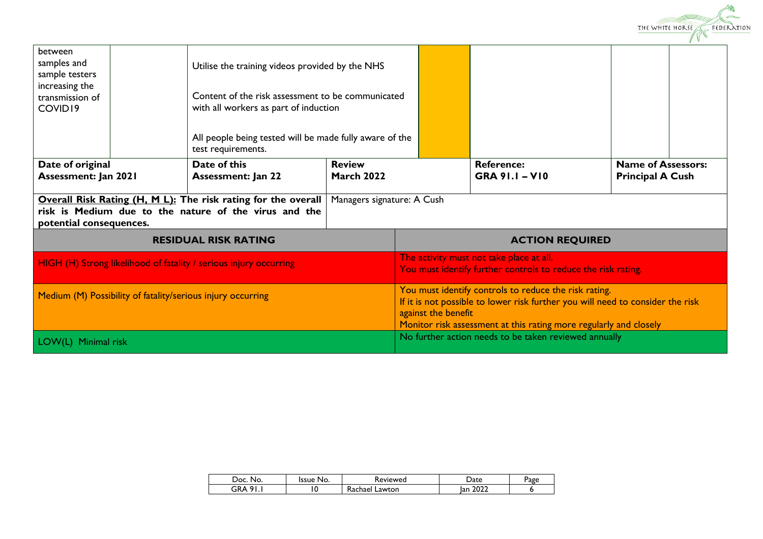| | | | | | | |
|---|---|---|---|---|---|---|
| between samples and sample testers increasing the transmission of COVID19 | | Utilise the training videos provided by the NHS<br><br>Content of the risk assessment to be communicated with all workers as part of induction<br><br>All people being tested will be made fully aware of the test requirements. | | | | |

| | | | | |
|---|---|---|---|---|
| **Date of original Assessment: Jan 2021** | **Date of this Assessment: Jan 22** | **Review March 2022** | **Reference: GRA 91.1 – V10** | **Name of Assessors: Principal A Cush** |
| **<u>Overall Risk Rating (H, M L):</u> The risk rating for the overall risk is Medium due to the nature of the virus and the potential consequences.** | | Managers signature: A Cush | | |

| **RESIDUAL RISK RATING** | **ACTION REQUIRED** |
|---|---|
| HIGH (H) Strong likelihood of fatality / serious injury occurring | The activity must not take place at all.<br>You must identify further controls to reduce the risk rating. |
| Medium (M) Possibility of fatality/serious injury occurring | You must identify controls to reduce the risk rating.<br>If it is not possible to lower risk further you will need to consider the risk against the benefit<br>Monitor risk assessment at this rating more regularly and closely |
| LOW(L) Minimal risk | No further action needs to be taken reviewed annually |

| Doc. No. | Issue No. | Reviewed | Date |
|---|---|---|---|
| GRA 91.1 | 10 | Rachael Lawton | Jan 2022 |